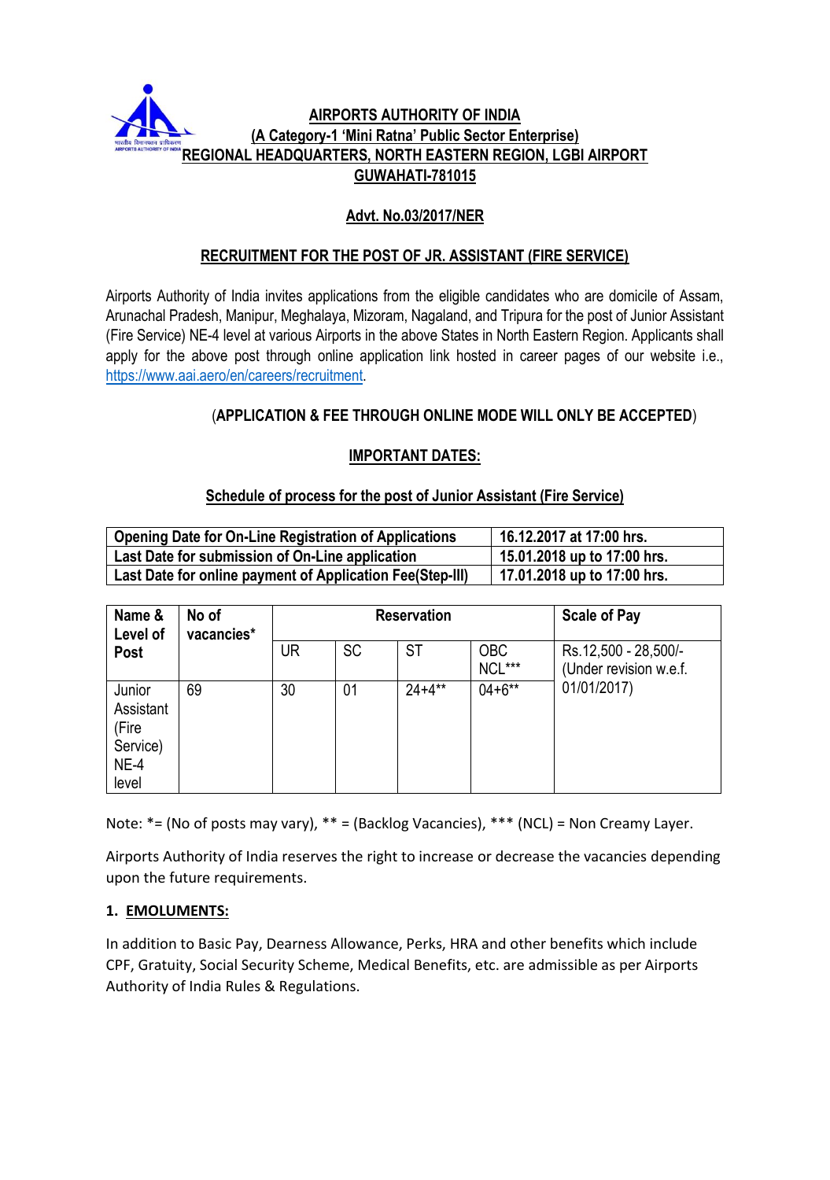# AIRPORTS AUTHORITY OF INDIA
## (A Category-1 'Mini Ratna' Public Sector Enterprise)
## REGIONAL HEADQUARTERS, NORTH EASTERN REGION, LGBI AIRPORT GUWAHATI-781015

### Advt. No.03/2017/NER

### RECRUITMENT FOR THE POST OF JR. ASSISTANT (FIRE SERVICE)

Airports Authority of India invites applications from the eligible candidates who are domicile of Assam, Arunachal Pradesh, Manipur, Meghalaya, Mizoram, Nagaland, and Tripura for the post of Junior Assistant (Fire Service) NE-4 level at various Airports in the above States in North Eastern Region. Applicants shall apply for the above post through online application link hosted in career pages of our website i.e., https://www.aai.aero/en/careers/recruitment.

(**APPLICATION & FEE THROUGH ONLINE MODE WILL ONLY BE ACCEPTED**)

### IMPORTANT DATES:

**Schedule of process for the post of Junior Assistant (Fire Service)**

| Opening Date for On-Line Registration of Applications | 16.12.2017 at 17:00 hrs. |
|---|---|
| Last Date for submission of On-Line application | 15.01.2018 up to 17:00 hrs. |
| Last Date for online payment of Application Fee(Step-III) | 17.01.2018 up to 17:00 hrs. |

| Name & Level of Post | No of vacancies* | Reservation | | | | Scale of Pay |
|---|---|---|---|---|---|---|
| | | UR | SC | ST | OBC NCL*** | |
| Junior Assistant (Fire Service) NE-4 level | 69 | 30 | 01 | 24+4** | 04+6** | Rs.12,500 - 28,500/- (Under revision w.e.f. 01/01/2017) |

Note: *= (No of posts may vary), ** = (Backlog Vacancies), *** (NCL) = Non Creamy Layer.

Airports Authority of India reserves the right to increase or decrease the vacancies depending upon the future requirements.

**1. EMOLUMENTS:**

In addition to Basic Pay, Dearness Allowance, Perks, HRA and other benefits which include CPF, Gratuity, Social Security Scheme, Medical Benefits, etc. are admissible as per Airports Authority of India Rules & Regulations.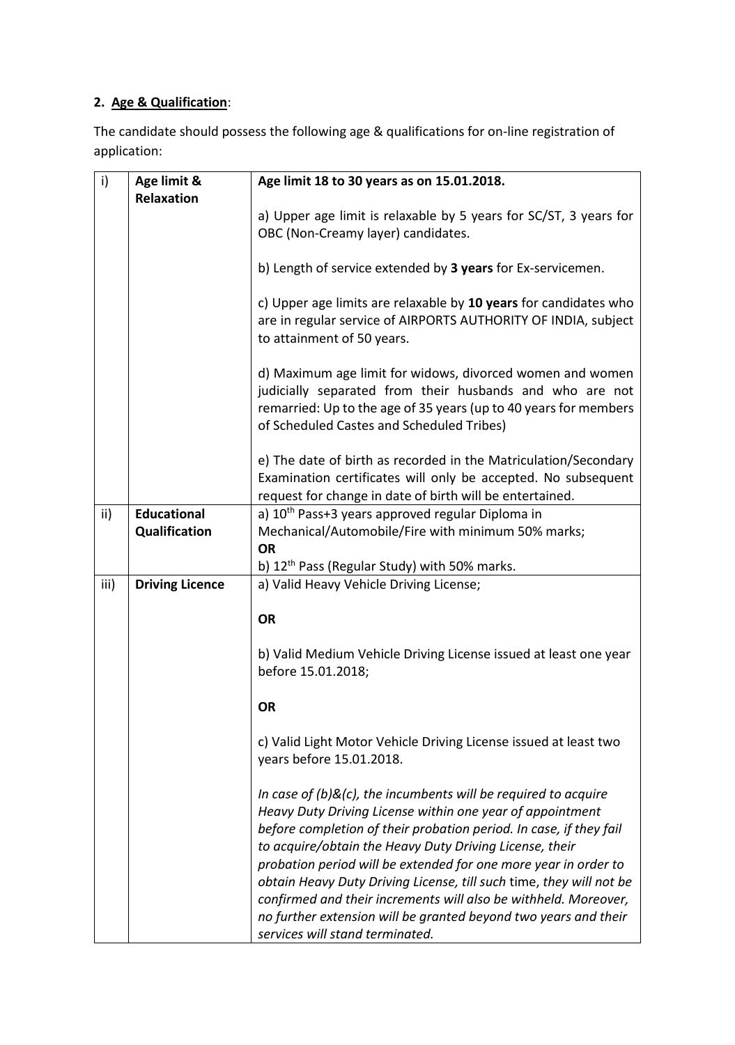**2. Age & Qualification**:

The candidate should possess the following age & qualifications for on-line registration of application:

| | | |
|---|---|---|
| i) | **Age limit & Relaxation** | **Age limit 18 to 30 years as on 15.01.2018.**<br><br>a) Upper age limit is relaxable by 5 years for SC/ST, 3 years for OBC (Non-Creamy layer) candidates.<br><br>b) Length of service extended by **3 years** for Ex-servicemen.<br><br>c) Upper age limits are relaxable by **10 years** for candidates who are in regular service of AIRPORTS AUTHORITY OF INDIA, subject to attainment of 50 years.<br><br>d) Maximum age limit for widows, divorced women and women judicially separated from their husbands and who are not remarried: Up to the age of 35 years (up to 40 years for members of Scheduled Castes and Scheduled Tribes)<br><br>e) The date of birth as recorded in the Matriculation/Secondary Examination certificates will only be accepted. No subsequent request for change in date of birth will be entertained. |
| ii) | **Educational Qualification** | a) 10th Pass+3 years approved regular Diploma in Mechanical/Automobile/Fire with minimum 50% marks;<br>**OR**<br>b) 12th Pass (Regular Study) with 50% marks. |
| iii) | **Driving Licence** | a) Valid Heavy Vehicle Driving License;<br><br>**OR**<br><br>b) Valid Medium Vehicle Driving License issued at least one year before 15.01.2018;<br><br>**OR**<br><br>c) Valid Light Motor Vehicle Driving License issued at least two years before 15.01.2018.<br><br>*In case of (b)&(c), the incumbents will be required to acquire Heavy Duty Driving License within one year of appointment before completion of their probation period. In case, if they fail to acquire/obtain the Heavy Duty Driving License, their probation period will be extended for one more year in order to obtain Heavy Duty Driving License, till such time, they will not be confirmed and their increments will also be withheld. Moreover, no further extension will be granted beyond two years and their services will stand terminated.* |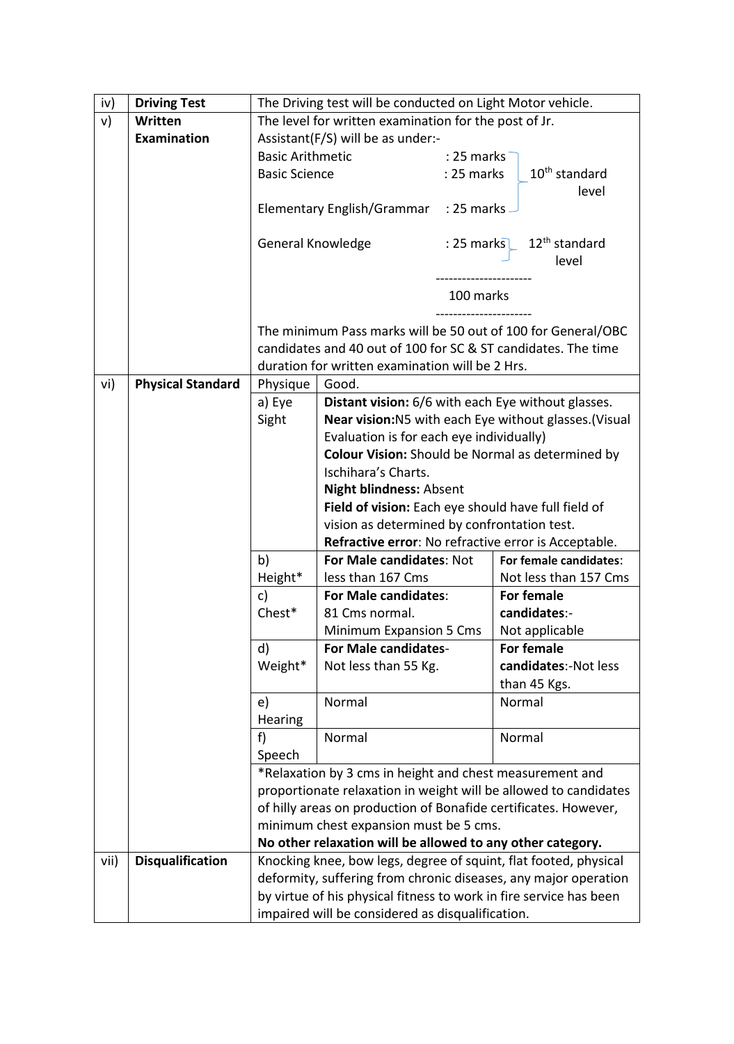| | | | | |
|---|---|---|---|---|
| iv) | **Driving Test** | The Driving test will be conducted on Light Motor vehicle. | | |
| v) | **Written Examination** | The level for written examination for the post of Jr. Assistant(F/S) will be as under:-<br><br>Basic Arithmetic : 25 marks<br>Basic Science : 25 marks<br>Elementary English/Grammar : 25 marks<br>(10th standard level)<br><br>General Knowledge : 25 marks (12th standard level)<br><br>---------------------<br>100 marks<br>---------------------<br><br>The minimum Pass marks will be 50 out of 100 for General/OBC candidates and 40 out of 100 for SC & ST candidates. The time duration for written examination will be 2 Hrs. | | |
| vi) | **Physical Standard** | Physique | Good. | |
| | | a) Eye Sight | **Distant vision:** 6/6 with each Eye without glasses.<br>**Near vision:**N5 with each Eye without glasses.(Visual Evaluation is for each eye individually)<br>**Colour Vision:** Should be Normal as determined by Ischihara's Charts.<br>**Night blindness:** Absent<br>**Field of vision:** Each eye should have full field of vision as determined by confrontation test.<br>**Refractive error**: No refractive error is Acceptable. | |
| | | b) Height* | **For Male candidates**: Not less than 167 Cms | **For female candidates**: Not less than 157 Cms |
| | | c) Chest* | **For Male candidates**: 81 Cms normal. Minimum Expansion 5 Cms | **For female candidates**:- Not applicable |
| | | d) Weight* | **For Male candidates**- Not less than 55 Kg. | **For female candidates**:-Not less than 45 Kgs. |
| | | e) Hearing | Normal | Normal |
| | | f) Speech | Normal | Normal |
| | | *Relaxation by 3 cms in height and chest measurement and proportionate relaxation in weight will be allowed to candidates of hilly areas on production of Bonafide certificates. However, minimum chest expansion must be 5 cms.<br>**No other relaxation will be allowed to any other category.** | | |
| vii) | **Disqualification** | Knocking knee, bow legs, degree of squint, flat footed, physical deformity, suffering from chronic diseases, any major operation by virtue of his physical fitness to work in fire service has been impaired will be considered as disqualification. | | |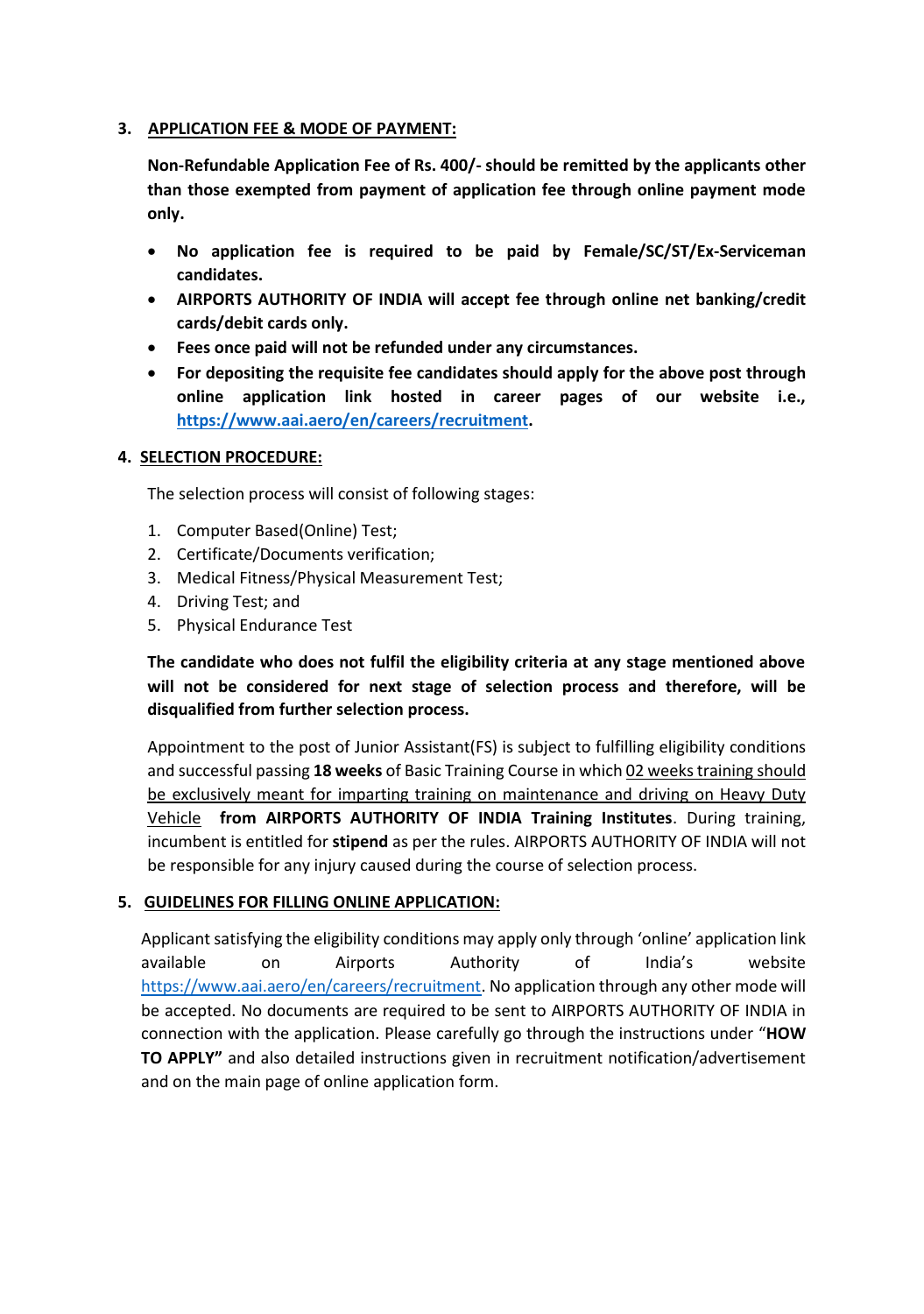3. **APPLICATION FEE & MODE OF PAYMENT:**

   **Non-Refundable Application Fee of Rs. 400/- should be remitted by the applicants other than those exempted from payment of application fee through online payment mode only.**

   - **No application fee is required to be paid by Female/SC/ST/Ex-Serviceman candidates.**
   - **AIRPORTS AUTHORITY OF INDIA will accept fee through online net banking/credit cards/debit cards only.**
   - **Fees once paid will not be refunded under any circumstances.**
   - **For depositing the requisite fee candidates should apply for the above post through online application link hosted in career pages of our website i.e., https://www.aai.aero/en/careers/recruitment.**

4. **SELECTION PROCEDURE:**

   The selection process will consist of following stages:

   1. Computer Based(Online) Test;
   2. Certificate/Documents verification;
   3. Medical Fitness/Physical Measurement Test;
   4. Driving Test; and
   5. Physical Endurance Test

   **The candidate who does not fulfil the eligibility criteria at any stage mentioned above will not be considered for next stage of selection process and therefore, will be disqualified from further selection process.**

   Appointment to the post of Junior Assistant(FS) is subject to fulfilling eligibility conditions and successful passing **18 weeks** of Basic Training Course in which 02 weeks training should be exclusively meant for imparting training on maintenance and driving on Heavy Duty Vehicle **from AIRPORTS AUTHORITY OF INDIA Training Institutes**. During training, incumbent is entitled for **stipend** as per the rules. AIRPORTS AUTHORITY OF INDIA will not be responsible for any injury caused during the course of selection process.

5. **GUIDELINES FOR FILLING ONLINE APPLICATION:**

   Applicant satisfying the eligibility conditions may apply only through 'online' application link available on Airports Authority of India's website https://www.aai.aero/en/careers/recruitment. No application through any other mode will be accepted. No documents are required to be sent to AIRPORTS AUTHORITY OF INDIA in connection with the application. Please carefully go through the instructions under "**HOW TO APPLY"** and also detailed instructions given in recruitment notification/advertisement and on the main page of online application form.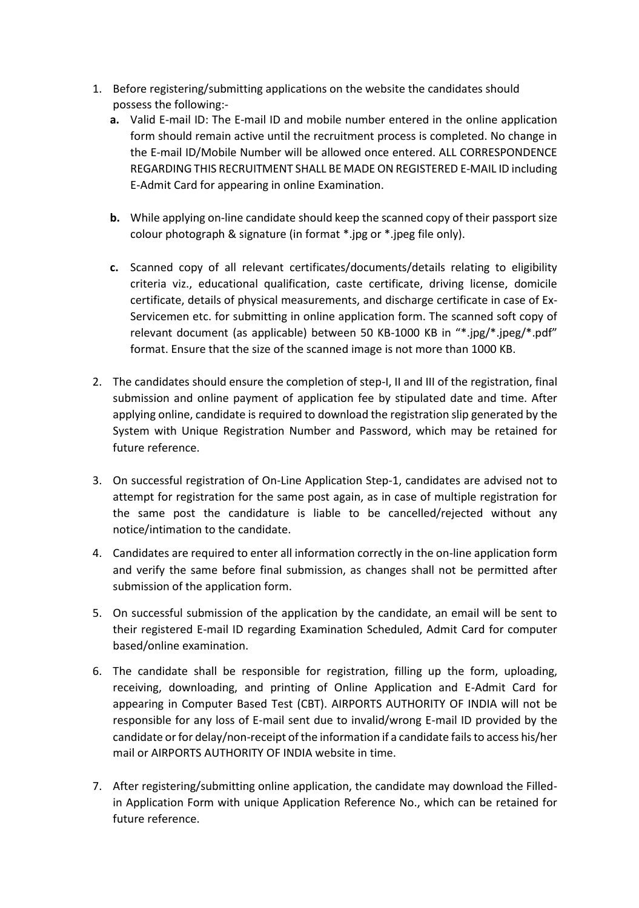1. Before registering/submitting applications on the website the candidates should possess the following:-
   - **a.** Valid E-mail ID: The E-mail ID and mobile number entered in the online application form should remain active until the recruitment process is completed. No change in the E-mail ID/Mobile Number will be allowed once entered. ALL CORRESPONDENCE REGARDING THIS RECRUITMENT SHALL BE MADE ON REGISTERED E-MAIL ID including E-Admit Card for appearing in online Examination.
   - **b.** While applying on-line candidate should keep the scanned copy of their passport size colour photograph & signature (in format *.jpg or *.jpeg file only).
   - **c.** Scanned copy of all relevant certificates/documents/details relating to eligibility criteria viz., educational qualification, caste certificate, driving license, domicile certificate, details of physical measurements, and discharge certificate in case of Ex-Servicemen etc. for submitting in online application form. The scanned soft copy of relevant document (as applicable) between 50 KB-1000 KB in "*.jpg/*.jpeg/*.pdf" format. Ensure that the size of the scanned image is not more than 1000 KB.
2. The candidates should ensure the completion of step-I, II and III of the registration, final submission and online payment of application fee by stipulated date and time. After applying online, candidate is required to download the registration slip generated by the System with Unique Registration Number and Password, which may be retained for future reference.
3. On successful registration of On-Line Application Step-1, candidates are advised not to attempt for registration for the same post again, as in case of multiple registration for the same post the candidature is liable to be cancelled/rejected without any notice/intimation to the candidate.
4. Candidates are required to enter all information correctly in the on-line application form and verify the same before final submission, as changes shall not be permitted after submission of the application form.
5. On successful submission of the application by the candidate, an email will be sent to their registered E-mail ID regarding Examination Scheduled, Admit Card for computer based/online examination.
6. The candidate shall be responsible for registration, filling up the form, uploading, receiving, downloading, and printing of Online Application and E-Admit Card for appearing in Computer Based Test (CBT). AIRPORTS AUTHORITY OF INDIA will not be responsible for any loss of E-mail sent due to invalid/wrong E-mail ID provided by the candidate or for delay/non-receipt of the information if a candidate fails to access his/her mail or AIRPORTS AUTHORITY OF INDIA website in time.
7. After registering/submitting online application, the candidate may download the Filled-in Application Form with unique Application Reference No., which can be retained for future reference.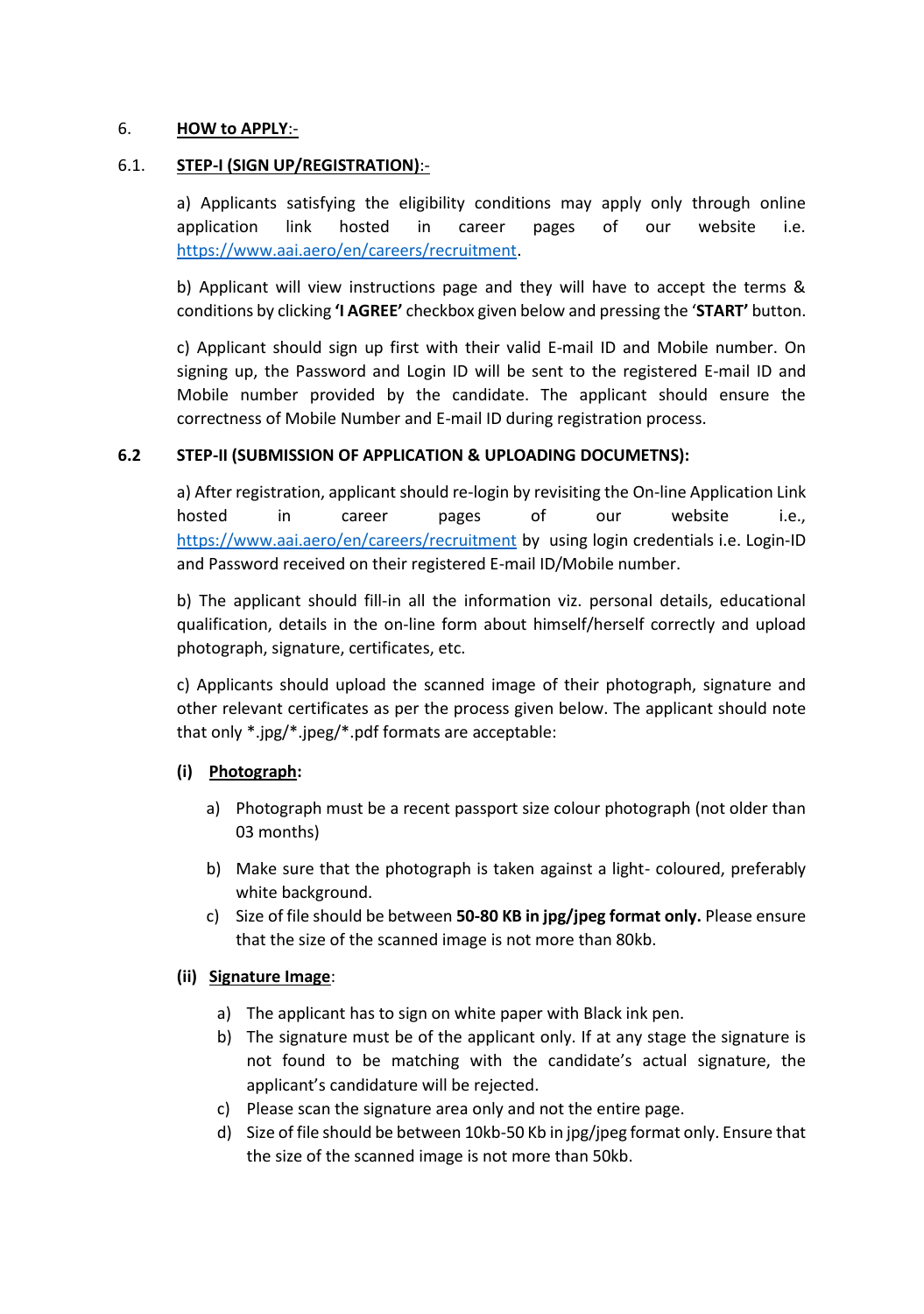6. **<u>HOW to APPLY</u>**:-

6.1. **<u>STEP-I (SIGN UP/REGISTRATION)</u>**:-

a) Applicants satisfying the eligibility conditions may apply only through online application link hosted in career pages of our website i.e. https://www.aai.aero/en/careers/recruitment.

b) Applicant will view instructions page and they will have to accept the terms & conditions by clicking **'I AGREE'** checkbox given below and pressing the '**START'** button.

c) Applicant should sign up first with their valid E-mail ID and Mobile number. On signing up, the Password and Login ID will be sent to the registered E-mail ID and Mobile number provided by the candidate. The applicant should ensure the correctness of Mobile Number and E-mail ID during registration process.

**6.2 STEP-II (SUBMISSION OF APPLICATION & UPLOADING DOCUMETNS):**

a) After registration, applicant should re-login by revisiting the On-line Application Link hosted in career pages of our website i.e., https://www.aai.aero/en/careers/recruitment by using login credentials i.e. Login-ID and Password received on their registered E-mail ID/Mobile number.

b) The applicant should fill-in all the information viz. personal details, educational qualification, details in the on-line form about himself/herself correctly and upload photograph, signature, certificates, etc.

c) Applicants should upload the scanned image of their photograph, signature and other relevant certificates as per the process given below. The applicant should note that only *.jpg/*.jpeg/*.pdf formats are acceptable:

**(i) <u>Photograph</u>:**

a) Photograph must be a recent passport size colour photograph (not older than 03 months)

b) Make sure that the photograph is taken against a light- coloured, preferably white background.

c) Size of file should be between **50-80 KB in jpg/jpeg format only.** Please ensure that the size of the scanned image is not more than 80kb.

**(ii) <u>Signature Image</u>**:

a) The applicant has to sign on white paper with Black ink pen.

b) The signature must be of the applicant only. If at any stage the signature is not found to be matching with the candidate's actual signature, the applicant's candidature will be rejected.

c) Please scan the signature area only and not the entire page.

d) Size of file should be between 10kb-50 Kb in jpg/jpeg format only. Ensure that the size of the scanned image is not more than 50kb.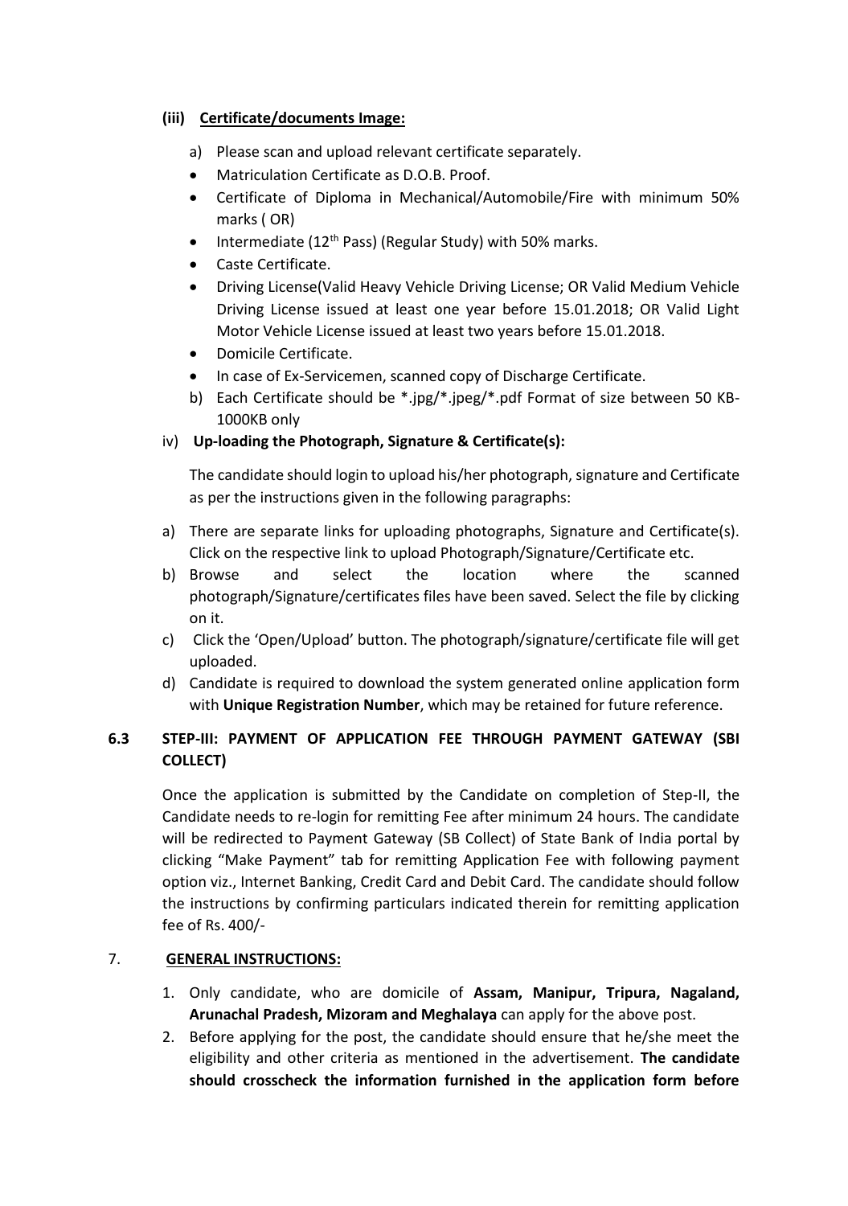**(iii) Certificate/documents Image:**

a) Please scan and upload relevant certificate separately.

- Matriculation Certificate as D.O.B. Proof.
- Certificate of Diploma in Mechanical/Automobile/Fire with minimum 50% marks ( OR)
- Intermediate (12th Pass) (Regular Study) with 50% marks.
- Caste Certificate.
- Driving License(Valid Heavy Vehicle Driving License; OR Valid Medium Vehicle Driving License issued at least one year before 15.01.2018; OR Valid Light Motor Vehicle License issued at least two years before 15.01.2018.
- Domicile Certificate.
- In case of Ex-Servicemen, scanned copy of Discharge Certificate.

b) Each Certificate should be *.jpg/*.jpeg/*.pdf Format of size between 50 KB-1000KB only

iv) **Up-loading the Photograph, Signature & Certificate(s):**

The candidate should login to upload his/her photograph, signature and Certificate as per the instructions given in the following paragraphs:

a) There are separate links for uploading photographs, Signature and Certificate(s). Click on the respective link to upload Photograph/Signature/Certificate etc.

b) Browse and select the location where the scanned photograph/Signature/certificates files have been saved. Select the file by clicking on it.

c) Click the 'Open/Upload' button. The photograph/signature/certificate file will get uploaded.

d) Candidate is required to download the system generated online application form with **Unique Registration Number**, which may be retained for future reference.

## 6.3 STEP-III: PAYMENT OF APPLICATION FEE THROUGH PAYMENT GATEWAY (SBI COLLECT)

Once the application is submitted by the Candidate on completion of Step-II, the Candidate needs to re-login for remitting Fee after minimum 24 hours. The candidate will be redirected to Payment Gateway (SB Collect) of State Bank of India portal by clicking "Make Payment" tab for remitting Application Fee with following payment option viz., Internet Banking, Credit Card and Debit Card. The candidate should follow the instructions by confirming particulars indicated therein for remitting application fee of Rs. 400/-

## 7. GENERAL INSTRUCTIONS:

1. Only candidate, who are domicile of **Assam, Manipur, Tripura, Nagaland, Arunachal Pradesh, Mizoram and Meghalaya** can apply for the above post.
2. Before applying for the post, the candidate should ensure that he/she meet the eligibility and other criteria as mentioned in the advertisement. **The candidate should crosscheck the information furnished in the application form before**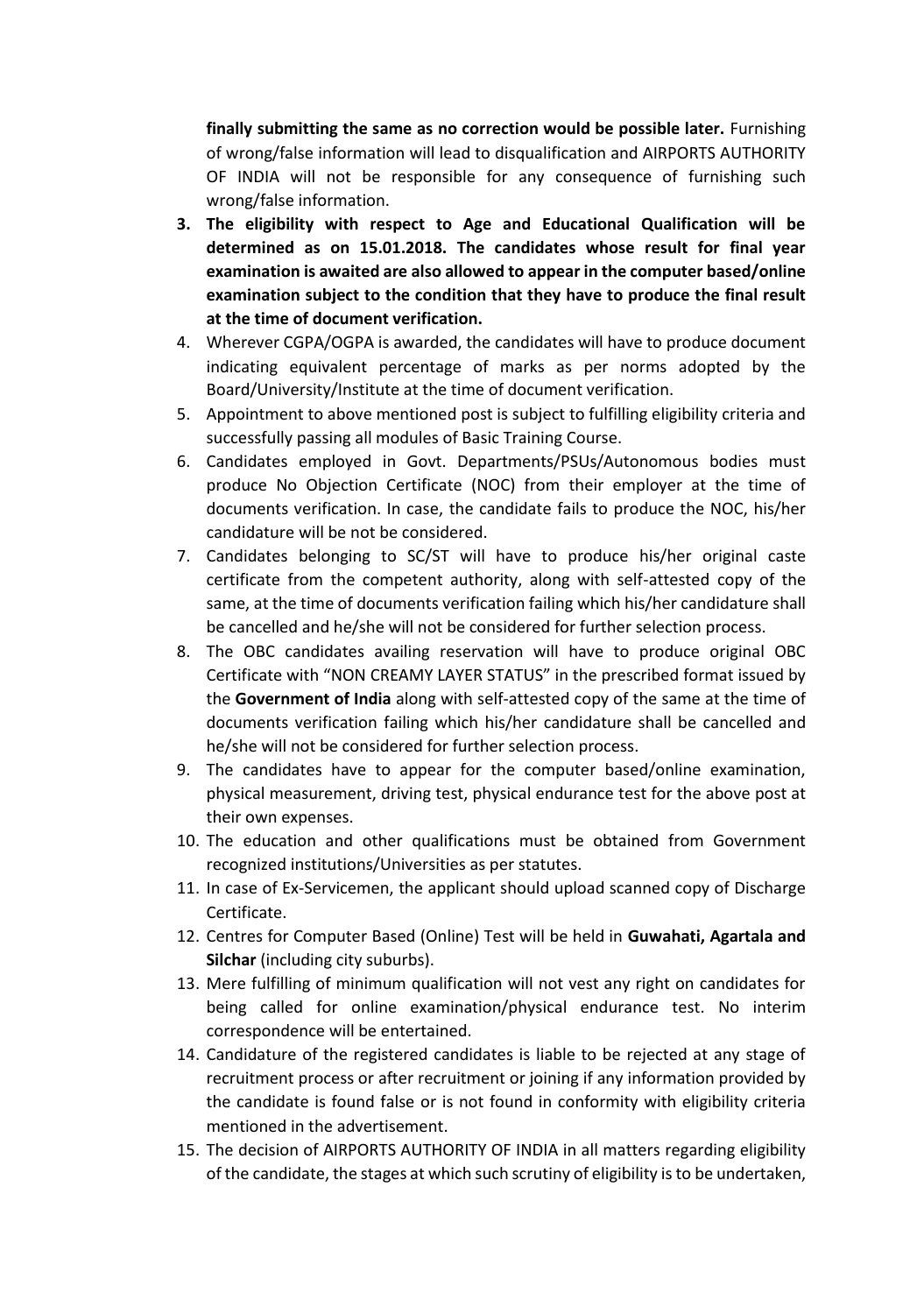**finally submitting the same as no correction would be possible later.** Furnishing of wrong/false information will lead to disqualification and AIRPORTS AUTHORITY OF INDIA will not be responsible for any consequence of furnishing such wrong/false information.

3. **The eligibility with respect to Age and Educational Qualification will be determined as on 15.01.2018. The candidates whose result for final year examination is awaited are also allowed to appear in the computer based/online examination subject to the condition that they have to produce the final result at the time of document verification.**
4. Wherever CGPA/OGPA is awarded, the candidates will have to produce document indicating equivalent percentage of marks as per norms adopted by the Board/University/Institute at the time of document verification.
5. Appointment to above mentioned post is subject to fulfilling eligibility criteria and successfully passing all modules of Basic Training Course.
6. Candidates employed in Govt. Departments/PSUs/Autonomous bodies must produce No Objection Certificate (NOC) from their employer at the time of documents verification. In case, the candidate fails to produce the NOC, his/her candidature will be not be considered.
7. Candidates belonging to SC/ST will have to produce his/her original caste certificate from the competent authority, along with self-attested copy of the same, at the time of documents verification failing which his/her candidature shall be cancelled and he/she will not be considered for further selection process.
8. The OBC candidates availing reservation will have to produce original OBC Certificate with "NON CREAMY LAYER STATUS" in the prescribed format issued by the **Government of India** along with self-attested copy of the same at the time of documents verification failing which his/her candidature shall be cancelled and he/she will not be considered for further selection process.
9. The candidates have to appear for the computer based/online examination, physical measurement, driving test, physical endurance test for the above post at their own expenses.
10. The education and other qualifications must be obtained from Government recognized institutions/Universities as per statutes.
11. In case of Ex-Servicemen, the applicant should upload scanned copy of Discharge Certificate.
12. Centres for Computer Based (Online) Test will be held in **Guwahati, Agartala and Silchar** (including city suburbs).
13. Mere fulfilling of minimum qualification will not vest any right on candidates for being called for online examination/physical endurance test. No interim correspondence will be entertained.
14. Candidature of the registered candidates is liable to be rejected at any stage of recruitment process or after recruitment or joining if any information provided by the candidate is found false or is not found in conformity with eligibility criteria mentioned in the advertisement.
15. The decision of AIRPORTS AUTHORITY OF INDIA in all matters regarding eligibility of the candidate, the stages at which such scrutiny of eligibility is to be undertaken,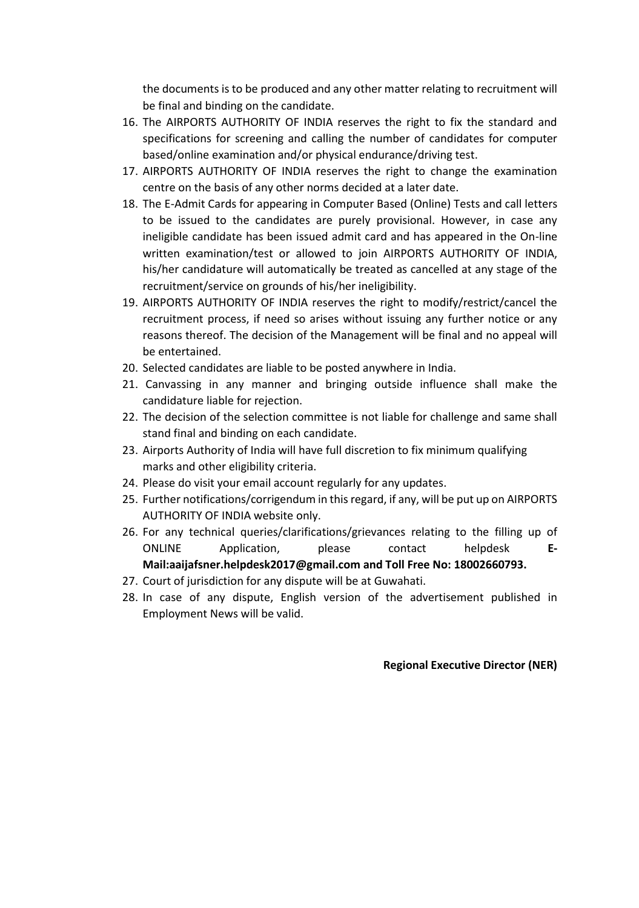the documents is to be produced and any other matter relating to recruitment will be final and binding on the candidate.

16. The AIRPORTS AUTHORITY OF INDIA reserves the right to fix the standard and specifications for screening and calling the number of candidates for computer based/online examination and/or physical endurance/driving test.
17. AIRPORTS AUTHORITY OF INDIA reserves the right to change the examination centre on the basis of any other norms decided at a later date.
18. The E-Admit Cards for appearing in Computer Based (Online) Tests and call letters to be issued to the candidates are purely provisional. However, in case any ineligible candidate has been issued admit card and has appeared in the On-line written examination/test or allowed to join AIRPORTS AUTHORITY OF INDIA, his/her candidature will automatically be treated as cancelled at any stage of the recruitment/service on grounds of his/her ineligibility.
19. AIRPORTS AUTHORITY OF INDIA reserves the right to modify/restrict/cancel the recruitment process, if need so arises without issuing any further notice or any reasons thereof. The decision of the Management will be final and no appeal will be entertained.
20. Selected candidates are liable to be posted anywhere in India.
21. Canvassing in any manner and bringing outside influence shall make the candidature liable for rejection.
22. The decision of the selection committee is not liable for challenge and same shall stand final and binding on each candidate.
23. Airports Authority of India will have full discretion to fix minimum qualifying marks and other eligibility criteria.
24. Please do visit your email account regularly for any updates.
25. Further notifications/corrigendum in this regard, if any, will be put up on AIRPORTS AUTHORITY OF INDIA website only.
26. For any technical queries/clarifications/grievances relating to the filling up of ONLINE Application, please contact helpdesk **E-Mail:aaijafsner.helpdesk2017@gmail.com and Toll Free No: 18002660793.**
27. Court of jurisdiction for any dispute will be at Guwahati.
28. In case of any dispute, English version of the advertisement published in Employment News will be valid.

**Regional Executive Director (NER)**